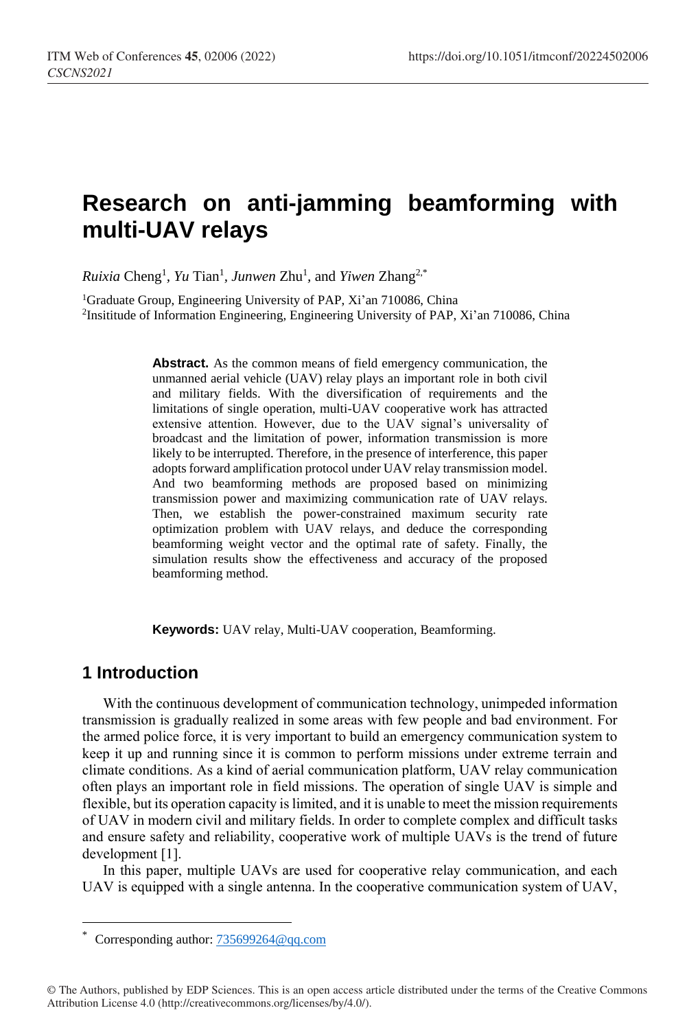# Research on anti-jamming beamforming with multi-UAV relays

*Ruixia* Cheng[1], *Yu* Tian[1], *Junwen* Zhu[1], and *Yiwen* Zhang[2,*]

[1]Graduate Group, Engineering University of PAP, Xi'an 710086, China

[2]Insititude of Information Engineering, Engineering University of PAP, Xi'an 710086, China

**Abstract.** As the common means of field emergency communication, the unmanned aerial vehicle (UAV) relay plays an important role in both civil and military fields. With the diversification of requirements and the limitations of single operation, multi-UAV cooperative work has attracted extensive attention. However, due to the UAV signal's universality of broadcast and the limitation of power, information transmission is more likely to be interrupted. Therefore, in the presence of interference, this paper adopts forward amplification protocol under UAV relay transmission model. And two beamforming methods are proposed based on minimizing transmission power and maximizing communication rate of UAV relays. Then, we establish the power-constrained maximum security rate optimization problem with UAV relays, and deduce the corresponding beamforming weight vector and the optimal rate of safety. Finally, the simulation results show the effectiveness and accuracy of the proposed beamforming method.

**Keywords:** UAV relay, Multi-UAV cooperation, Beamforming.

## 1 Introduction

With the continuous development of communication technology, unimpeded information transmission is gradually realized in some areas with few people and bad environment. For the armed police force, it is very important to build an emergency communication system to keep it up and running since it is common to perform missions under extreme terrain and climate conditions. As a kind of aerial communication platform, UAV relay communication often plays an important role in field missions. The operation of single UAV is simple and flexible, but its operation capacity is limited, and it is unable to meet the mission requirements of UAV in modern civil and military fields. In order to complete complex and difficult tasks and ensure safety and reliability, cooperative work of multiple UAVs is the trend of future development [1].

In this paper, multiple UAVs are used for cooperative relay communication, and each UAV is equipped with a single antenna. In the cooperative communication system of UAV,

\* Corresponding author: 735699264@qq.com

© The Authors, published by EDP Sciences. This is an open access article distributed under the terms of the Creative Commons Attribution License 4.0 (http://creativecommons.org/licenses/by/4.0/).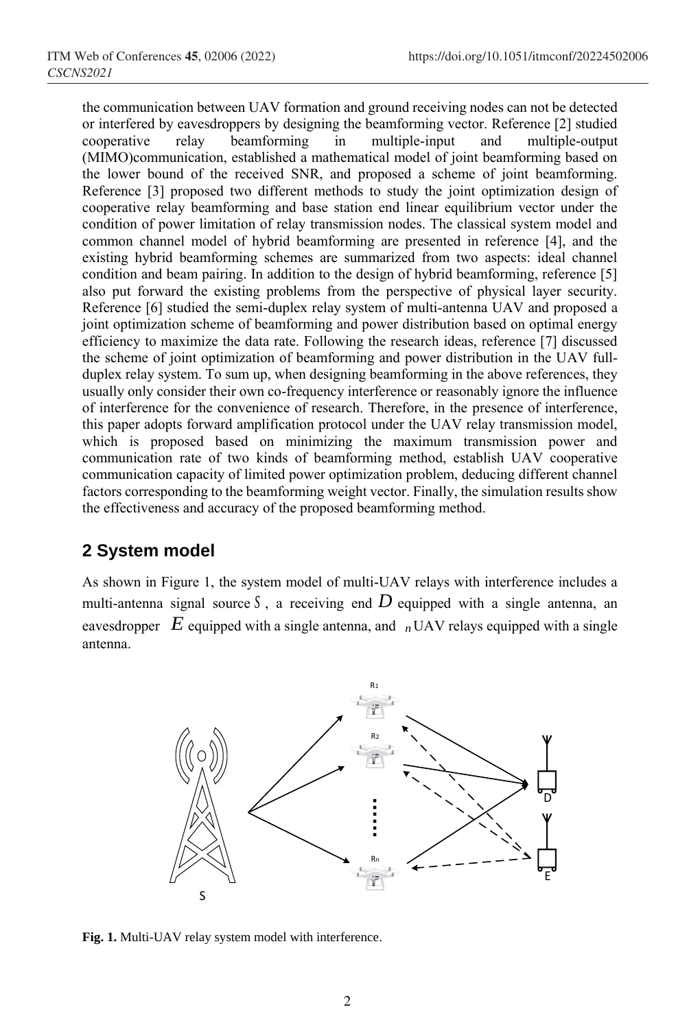the communication between UAV formation and ground receiving nodes can not be detected or interfered by eavesdroppers by designing the beamforming vector. Reference [2] studied cooperative relay beamforming in multiple-input and multiple-output (MIMO)communication, established a mathematical model of joint beamforming based on the lower bound of the received SNR, and proposed a scheme of joint beamforming. Reference [3] proposed two different methods to study the joint optimization design of cooperative relay beamforming and base station end linear equilibrium vector under the condition of power limitation of relay transmission nodes. The classical system model and common channel model of hybrid beamforming are presented in reference [4], and the existing hybrid beamforming schemes are summarized from two aspects: ideal channel condition and beam pairing. In addition to the design of hybrid beamforming, reference [5] also put forward the existing problems from the perspective of physical layer security. Reference [6] studied the semi-duplex relay system of multi-antenna UAV and proposed a joint optimization scheme of beamforming and power distribution based on optimal energy efficiency to maximize the data rate. Following the research ideas, reference [7] discussed the scheme of joint optimization of beamforming and power distribution in the UAV full-duplex relay system. To sum up, when designing beamforming in the above references, they usually only consider their own co-frequency interference or reasonably ignore the influence of interference for the convenience of research. Therefore, in the presence of interference, this paper adopts forward amplification protocol under the UAV relay transmission model, which is proposed based on minimizing the maximum transmission power and communication rate of two kinds of beamforming method, establish UAV cooperative communication capacity of limited power optimization problem, deducing different channel factors corresponding to the beamforming weight vector. Finally, the simulation results show the effectiveness and accuracy of the proposed beamforming method.

## 2 System model

As shown in Figure 1, the system model of multi-UAV relays with interference includes a multi-antenna signal source $S$, a receiving end $D$ equipped with a single antenna, an eavesdropper $E$ equipped with a single antenna, and $n$ UAV relays equipped with a single antenna.

**Fig. 1.** Multi-UAV relay system model with interference.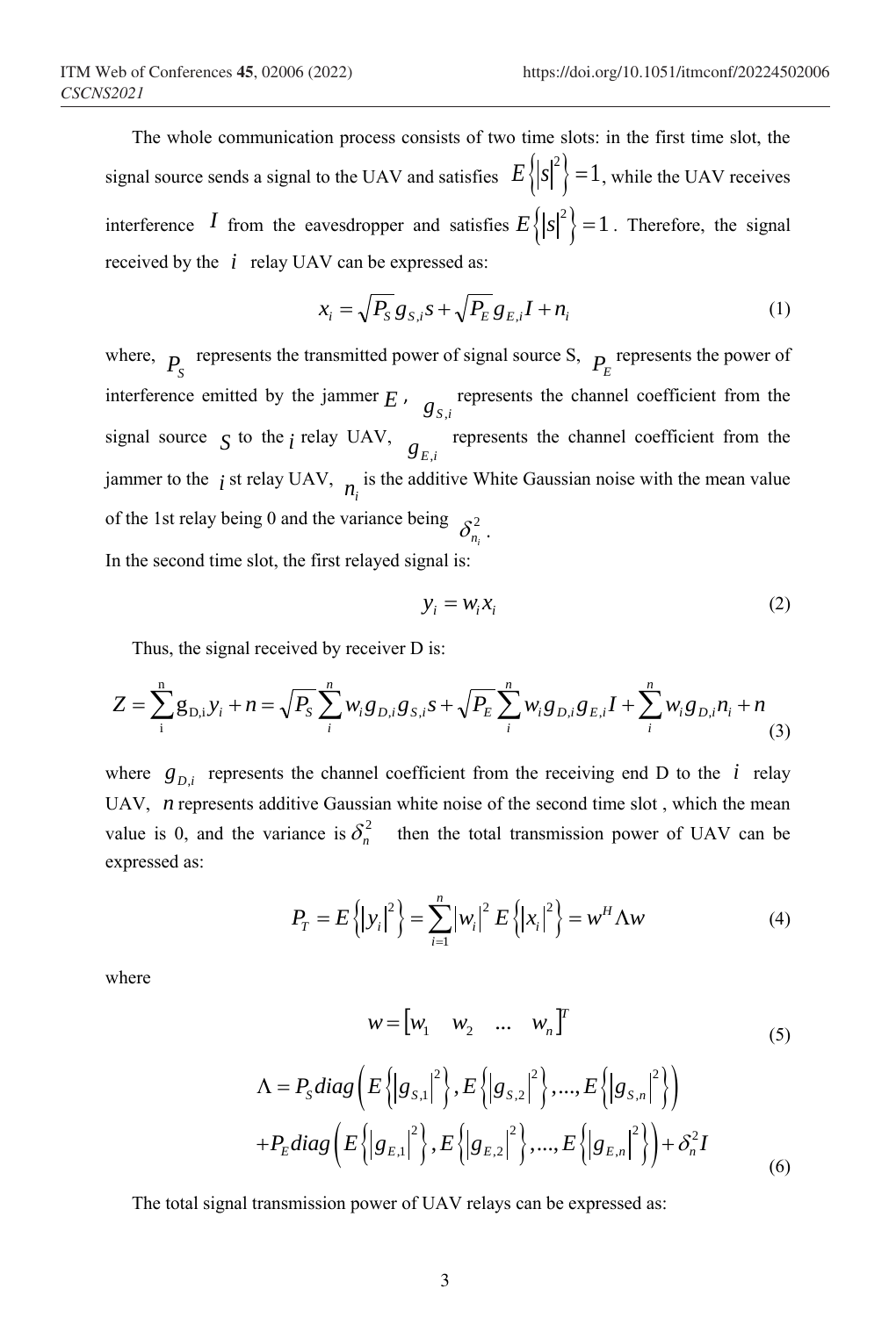The whole communication process consists of two time slots: in the first time slot, the signal source sends a signal to the UAV and satisfies $E\left\{|s|^2\right\}=1$, while the UAV receives interference $I$ from the eavesdropper and satisfies $E\left\{|s|^2\right\}=1$. Therefore, the signal received by the $i$ relay UAV can be expressed as:

$$x_i = \sqrt{P_S} g_{S,i} s + \sqrt{P_E} g_{E,i} I + n_i \tag{1}$$

where, $P_S$ represents the transmitted power of signal source S, $P_E$ represents the power of interference emitted by the jammer $E$, $g_{S,i}$ represents the channel coefficient from the signal source $S$ to the $i$ relay UAV, $g_{E,i}$ represents the channel coefficient from the jammer to the $i$ st relay UAV, $n_i$ is the additive White Gaussian noise with the mean value of the 1st relay being 0 and the variance being $\delta_{n_i}^2$.

In the second time slot, the first relayed signal is:

$$y_i = w_i x_i \tag{2}$$

Thus, the signal received by receiver D is:

$$Z = \sum_{i}^{n} g_{D,i} y_i + n = \sqrt{P_S} \sum_{i}^{n} w_i g_{D,i} g_{S,i} s + \sqrt{P_E} \sum_{i}^{n} w_i g_{D,i} g_{E,i} I + \sum_{i}^{n} w_i g_{D,i} n_i + n \tag{3}$$

where $g_{D,i}$ represents the channel coefficient from the receiving end D to the $i$ relay UAV, $n$ represents additive Gaussian white noise of the second time slot , which the mean value is 0, and the variance is $\delta_n^2$ then the total transmission power of UAV can be expressed as:

$$P_T = E\left\{|y_i|^2\right\} = \sum_{i=1}^{n} |w_i|^2 E\left\{|x_i|^2\right\} = w^H \Lambda w \tag{4}$$

where

$$w = \begin{bmatrix} w_1 & w_2 & \ldots & w_n \end{bmatrix}^T \tag{5}$$

$$\begin{aligned} \Lambda = {} & P_S diag\left(E\left\{|g_{S,1}|^2\right\}, E\left\{|g_{S,2}|^2\right\}, ..., E\left\{|g_{S,n}|^2\right\}\right) \\ & + P_E diag\left(E\left\{|g_{E,1}|^2\right\}, E\left\{|g_{E,2}|^2\right\}, ..., E\left\{|g_{E,n}|^2\right\}\right) + \delta_n^2 I \end{aligned} \tag{6}$$

The total signal transmission power of UAV relays can be expressed as: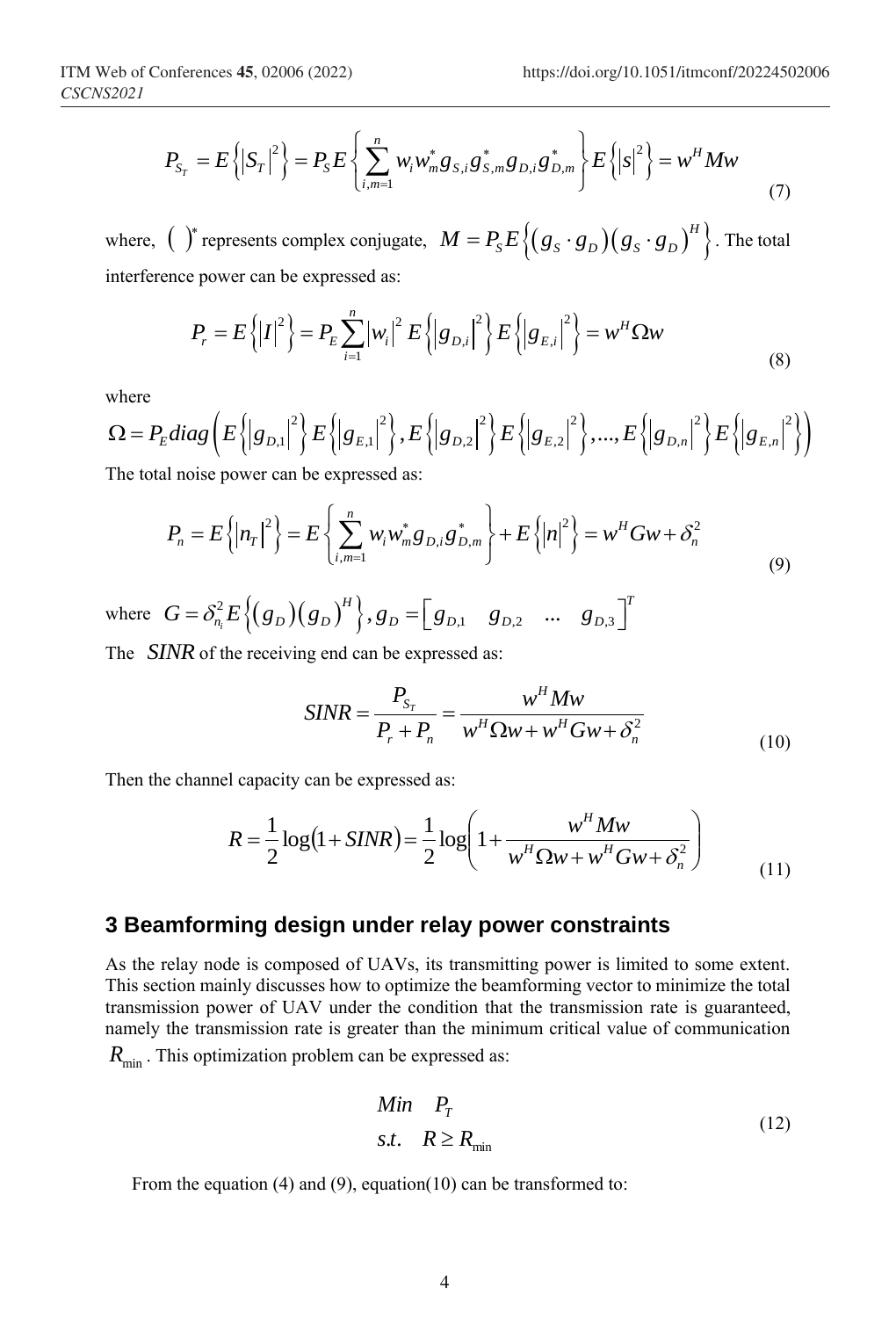$$P_{S_T} = E\left\{ \left| S_T \right|^2 \right\} = P_S E\left\{ \sum_{i,m=1}^{n} w_i w_m^* g_{S,i} g_{S,m}^* g_{D,i} g_{D,m}^* \right\} E\left\{ \left| s \right|^2 \right\} = w^H M w \tag{7}$$

where, $(\ )^*$ represents complex conjugate, $M = P_S E\left\{ \left( g_S \cdot g_D \right) \left( g_S \cdot g_D \right)^H \right\}$. The total interference power can be expressed as:

$$P_r = E\left\{ \left| I \right|^2 \right\} = P_E \sum_{i=1}^{n} \left| w_i \right|^2 E\left\{ \left| g_{D,i} \right|^2 \right\} E\left\{ \left| g_{E,i} \right|^2 \right\} = w^H \Omega w \tag{8}$$

where

$$\Omega = P_E diag\left( E\left\{ \left| g_{D,1} \right|^2 \right\} E\left\{ \left| g_{E,1} \right|^2 \right\}, E\left\{ \left| g_{D,2} \right|^2 \right\} E\left\{ \left| g_{E,2} \right|^2 \right\}, ..., E\left\{ \left| g_{D,n} \right|^2 \right\} E\left\{ \left| g_{E,n} \right|^2 \right\} \right)$$

The total noise power can be expressed as:

$$P_n = E\left\{ \left| n_T \right|^2 \right\} = E\left\{ \sum_{i,m=1}^{n} w_i w_m^* g_{D,i} g_{D,m}^* \right\} + E\left\{ \left| n \right|^2 \right\} = w^H G w + \delta_n^2 \tag{9}$$

where $G = \delta_{n_i}^2 E\left\{ \left( g_D \right) \left( g_D \right)^H \right\}, g_D = \left[ g_{D,1} \quad g_{D,2} \quad ... \quad g_{D,3} \right]^T$

The $SINR$ of the receiving end can be expressed as:

$$SINR = \frac{P_{S_T}}{P_r + P_n} = \frac{w^H M w}{w^H \Omega w + w^H G w + \delta_n^2} \tag{10}$$

Then the channel capacity can be expressed as:

$$R = \frac{1}{2}\log\left(1 + SINR\right) = \frac{1}{2}\log\left(1 + \frac{w^H M w}{w^H \Omega w + w^H G w + \delta_n^2}\right) \tag{11}$$

## 3 Beamforming design under relay power constraints

As the relay node is composed of UAVs, its transmitting power is limited to some extent. This section mainly discusses how to optimize the beamforming vector to minimize the total transmission power of UAV under the condition that the transmission rate is guaranteed, namely the transmission rate is greater than the minimum critical value of communication $R_{\min}$. This optimization problem can be expressed as:

$$\begin{aligned} &Min \quad P_T \\ &s.t. \quad R \geq R_{\min} \end{aligned} \tag{12}$$

From the equation (4) and (9), equation(10) can be transformed to: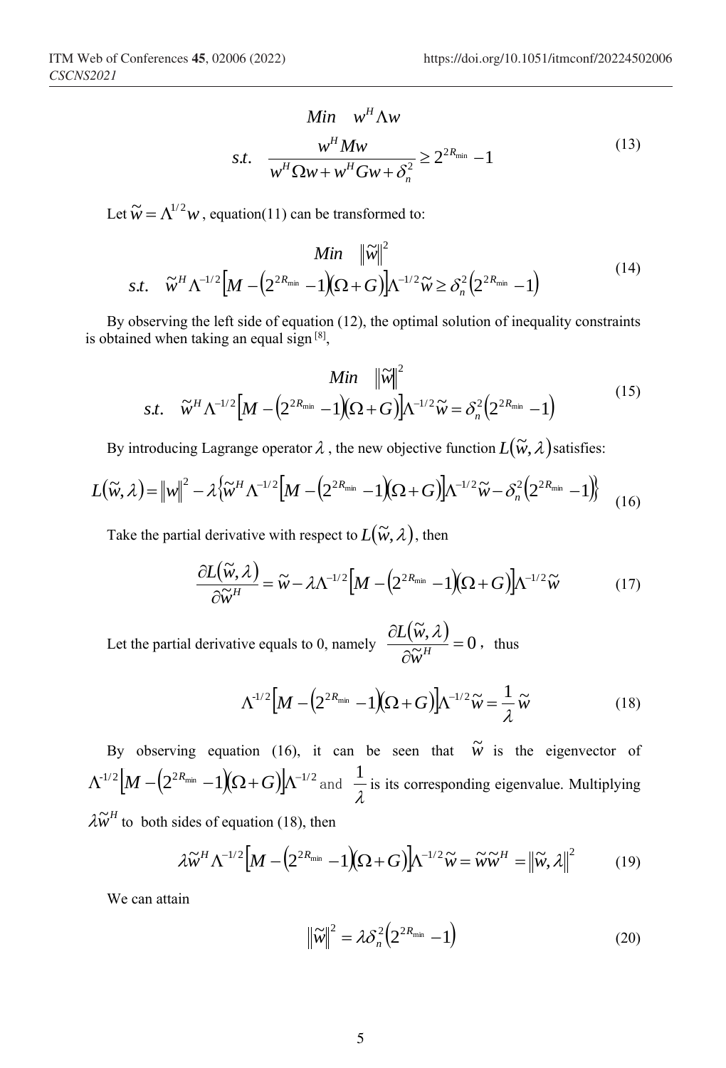$$
\begin{aligned}
& Min \quad w^H \Lambda w \\
& s.t. \quad \frac{w^H M w}{w^H \Omega w + w^H G w + \delta_n^2} \geq 2^{2R_{\min}} - 1
\end{aligned} \tag{13}
$$

Let $\widetilde{w} = \Lambda^{1/2} w$, equation(11) can be transformed to:

$$
\begin{aligned}
& Min \quad \|\widetilde{w}\|^2 \\
& s.t. \quad \widetilde{w}^H \Lambda^{-1/2} \left[ M - \left(2^{2R_{\min}} - 1\right)(\Omega + G) \right] \Lambda^{-1/2} \widetilde{w} \geq \delta_n^2 \left(2^{2R_{\min}} - 1\right)
\end{aligned} \tag{14}
$$

By observing the left side of equation (12), the optimal solution of inequality constraints is obtained when taking an equal sign [8],

$$
\begin{aligned}
& Min \quad \|\widetilde{w}\|^2 \\
& s.t. \quad \widetilde{w}^H \Lambda^{-1/2} \left[ M - \left(2^{2R_{\min}} - 1\right)(\Omega + G) \right] \Lambda^{-1/2} \widetilde{w} = \delta_n^2 \left(2^{2R_{\min}} - 1\right)
\end{aligned} \tag{15}
$$

By introducing Lagrange operator $\lambda$, the new objective function $L(\widetilde{w}, \lambda)$ satisfies:

$$
L(\widetilde{w}, \lambda) = \|w\|^2 - \lambda \left\{ \widetilde{w}^H \Lambda^{-1/2} \left[ M - \left(2^{2R_{\min}} - 1\right)(\Omega + G) \right] \Lambda^{-1/2} \widetilde{w} - \delta_n^2 \left(2^{2R_{\min}} - 1\right) \right\} \tag{16}
$$

Take the partial derivative with respect to $L(\widetilde{w}, \lambda)$, then

$$
\frac{\partial L(\widetilde{w}, \lambda)}{\partial \widetilde{w}^H} = \widetilde{w} - \lambda \Lambda^{-1/2} \left[ M - \left(2^{2R_{\min}} - 1\right)(\Omega + G) \right] \Lambda^{-1/2} \widetilde{w} \tag{17}
$$

Let the partial derivative equals to 0, namely $\frac{\partial L(\widetilde{w}, \lambda)}{\partial \widetilde{w}^H} = 0$, thus

$$
\Lambda^{-1/2} \left[ M - \left(2^{2R_{\min}} - 1\right)(\Omega + G) \right] \Lambda^{-1/2} \widetilde{w} = \frac{1}{\lambda} \widetilde{w} \tag{18}
$$

By observing equation (16), it can be seen that $\widetilde{w}$ is the eigenvector of $\Lambda^{-1/2} \left[ M - \left(2^{2R_{\min}} - 1\right)(\Omega + G) \right] \Lambda^{-1/2}$ and $\frac{1}{\lambda}$ is its corresponding eigenvalue. Multiplying $\lambda \widetilde{w}^H$ to both sides of equation (18), then

$$
\lambda \widetilde{w}^H \Lambda^{-1/2} \left[ M - \left(2^{2R_{\min}} - 1\right)(\Omega + G) \right] \Lambda^{-1/2} \widetilde{w} = \widetilde{w} \widetilde{w}^H = \|\widetilde{w}, \lambda\|^2 \tag{19}
$$

We can attain

$$
\|\widetilde{w}\|^2 = \lambda \delta_n^2 \left(2^{2R_{\min}} - 1\right) \tag{20}
$$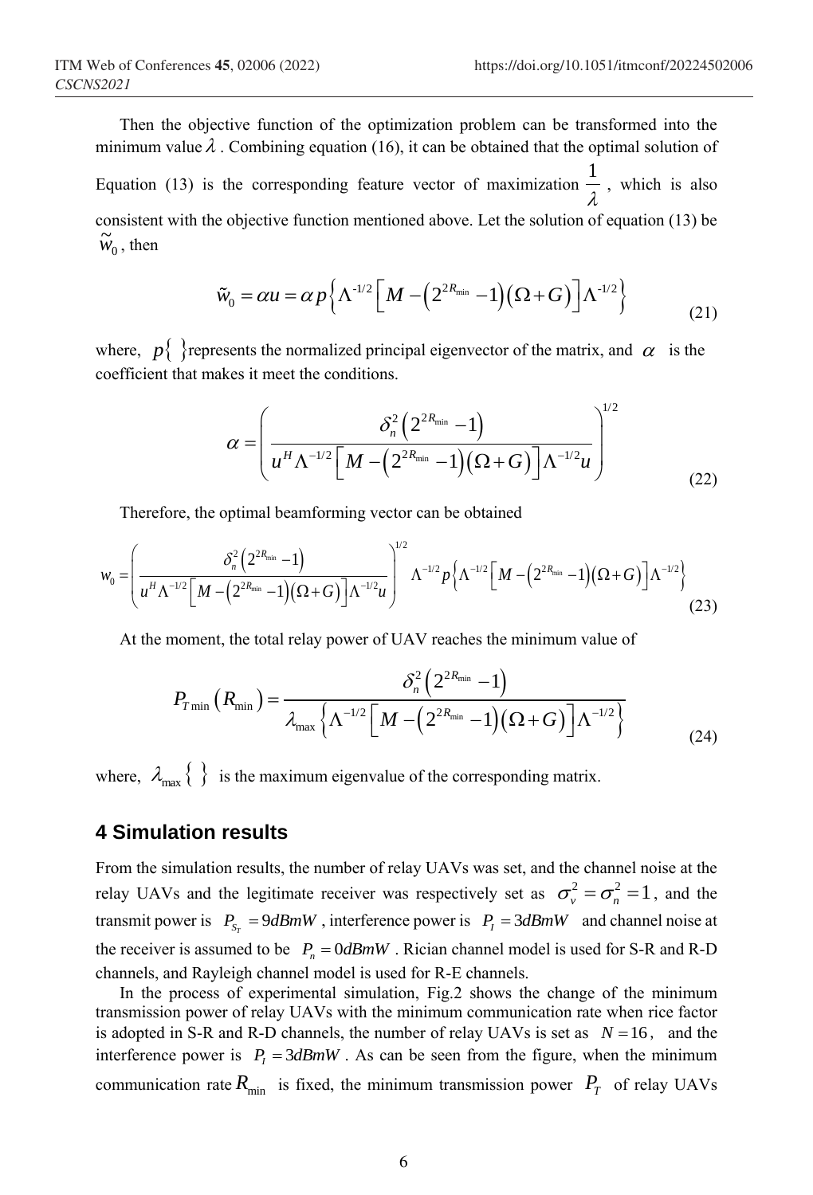Then the objective function of the optimization problem can be transformed into the minimum value $\lambda$ . Combining equation (16), it can be obtained that the optimal solution of Equation (13) is the corresponding feature vector of maximization $\frac{1}{\lambda}$ , which is also consistent with the objective function mentioned above. Let the solution of equation (13) be $\widetilde{w}_0$ , then

$$\tilde{w}_0 = \alpha u = \alpha\, p\left\{\Lambda^{-1/2}\left[M - \left(2^{2R_{\min}} - 1\right)\left(\Omega + G\right)\right]\Lambda^{-1/2}\right\} \tag{21}$$

where, $p\{\ \}$ represents the normalized principal eigenvector of the matrix, and $\alpha$ is the coefficient that makes it meet the conditions.

$$\alpha = \left(\frac{\delta_n^2\left(2^{2R_{\min}} - 1\right)}{u^H \Lambda^{-1/2}\left[M - \left(2^{2R_{\min}} - 1\right)\left(\Omega + G\right)\right]\Lambda^{-1/2} u}\right)^{1/2} \tag{22}$$

Therefore, the optimal beamforming vector can be obtained

$$w_0 = \left(\frac{\delta_n^2\left(2^{2R_{\min}} - 1\right)}{u^H \Lambda^{-1/2}\left[M - \left(2^{2R_{\min}} - 1\right)\left(\Omega + G\right)\right]\Lambda^{-1/2} u}\right)^{1/2} \Lambda^{-1/2} p\left\{\Lambda^{-1/2}\left[M - \left(2^{2R_{\min}} - 1\right)\left(\Omega + G\right)\right]\Lambda^{-1/2}\right\} \tag{23}$$

At the moment, the total relay power of UAV reaches the minimum value of

$$P_{T\min}\left(R_{\min}\right) = \frac{\delta_n^2\left(2^{2R_{\min}} - 1\right)}{\lambda_{\max}\left\{\Lambda^{-1/2}\left[M - \left(2^{2R_{\min}} - 1\right)\left(\Omega + G\right)\right]\Lambda^{-1/2}\right\}} \tag{24}$$

where, $\lambda_{\max}\{\ \}$ is the maximum eigenvalue of the corresponding matrix.

## 4 Simulation results

From the simulation results, the number of relay UAVs was set, and the channel noise at the relay UAVs and the legitimate receiver was respectively set as $\sigma_v^2 = \sigma_n^2 = 1$, and the transmit power is $P_{S_T} = 9dBmW$ , interference power is $P_I = 3dBmW$ and channel noise at the receiver is assumed to be $P_n = 0dBmW$ . Rician channel model is used for S-R and R-D channels, and Rayleigh channel model is used for R-E channels.

In the process of experimental simulation, Fig.2 shows the change of the minimum transmission power of relay UAVs with the minimum communication rate when rice factor is adopted in S-R and R-D channels, the number of relay UAVs is set as $N = 16$, and the interference power is $P_I = 3dBmW$ . As can be seen from the figure, when the minimum communication rate $R_{\min}$ is fixed, the minimum transmission power $P_T$ of relay UAVs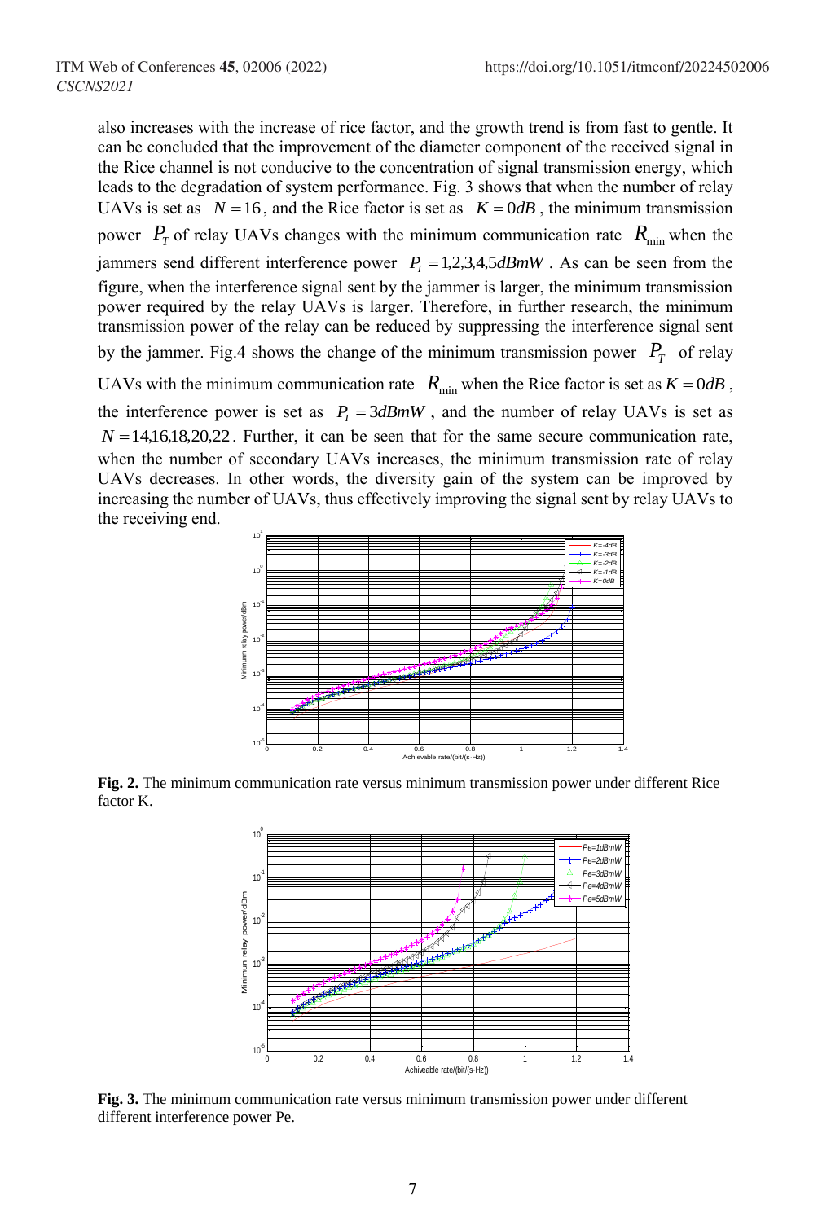also increases with the increase of rice factor, and the growth trend is from fast to gentle. It can be concluded that the improvement of the diameter component of the received signal in the Rice channel is not conducive to the concentration of signal transmission energy, which leads to the degradation of system performance. Fig. 3 shows that when the number of relay UAVs is set as $N = 16$, and the Rice factor is set as $K = 0dB$, the minimum transmission power $P_T$ of relay UAVs changes with the minimum communication rate $R_{\min}$ when the jammers send different interference power $P_I = 1,2,3,4,5dBmW$. As can be seen from the figure, when the interference signal sent by the jammer is larger, the minimum transmission power required by the relay UAVs is larger. Therefore, in further research, the minimum transmission power of the relay can be reduced by suppressing the interference signal sent by the jammer. Fig.4 shows the change of the minimum transmission power $P_T$ of relay UAVs with the minimum communication rate $R_{\min}$ when the Rice factor is set as $K = 0dB$, the interference power is set as $P_I = 3dBmW$, and the number of relay UAVs is set as $N = 14,16,18,20,22$. Further, it can be seen that for the same secure communication rate, when the number of secondary UAVs increases, the minimum transmission rate of relay UAVs decreases. In other words, the diversity gain of the system can be improved by increasing the number of UAVs, thus effectively improving the signal sent by relay UAVs to the receiving end.

**Fig. 2.** The minimum communication rate versus minimum transmission power under different Rice factor K.

**Fig. 3.** The minimum communication rate versus minimum transmission power under different different interference power Pe.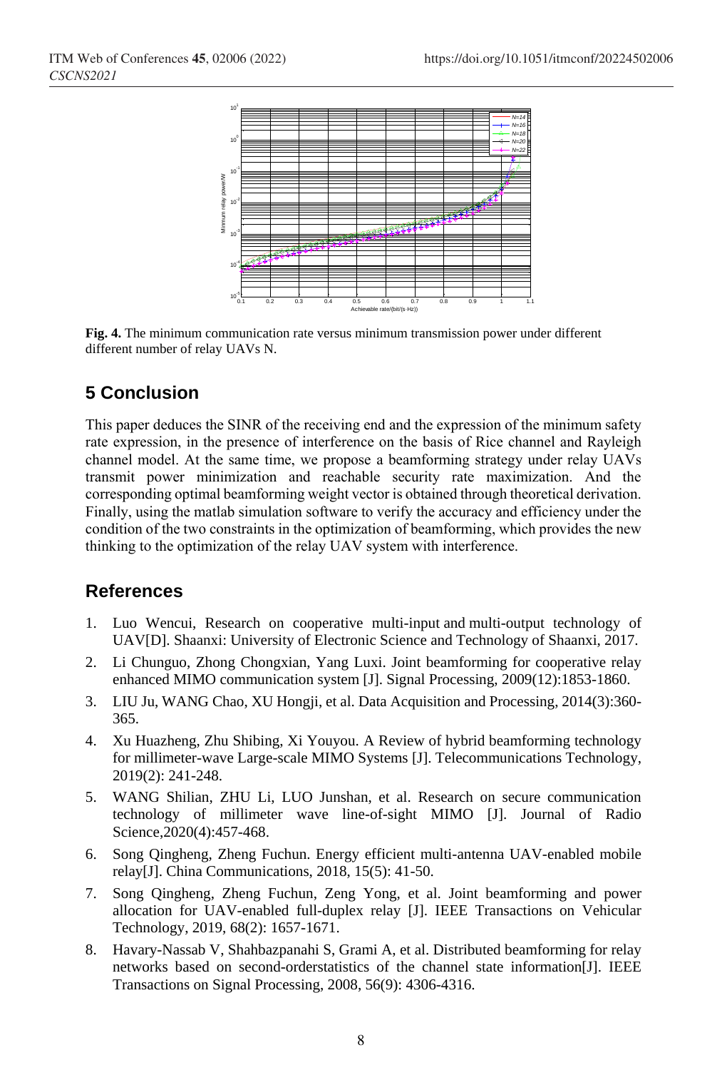$10^1$
$10^0$
$10^{-1}$
$10^{-2}$
$10^{-3}$
$10^{-4}$
$10^{-5}$
Minimum relay power/W
0.1 0.2 0.3 0.4 0.5 0.6 0.7 0.8 0.9 1 1.1
Achievable rate/(bit/(s·Hz))
N=14
N=16
N=18
N=20
N=22

**Fig. 4.** The minimum communication rate versus minimum transmission power under different different number of relay UAVs N.

## 5 Conclusion

This paper deduces the SINR of the receiving end and the expression of the minimum safety rate expression, in the presence of interference on the basis of Rice channel and Rayleigh channel model. At the same time, we propose a beamforming strategy under relay UAVs transmit power minimization and reachable security rate maximization. And the corresponding optimal beamforming weight vector is obtained through theoretical derivation. Finally, using the matlab simulation software to verify the accuracy and efficiency under the condition of the two constraints in the optimization of beamforming, which provides the new thinking to the optimization of the relay UAV system with interference.

## References

1. Luo Wencui, Research on cooperative multi-input and multi-output technology of UAV[D]. Shaanxi: University of Electronic Science and Technology of Shaanxi, 2017.
2. Li Chunguo, Zhong Chongxian, Yang Luxi. Joint beamforming for cooperative relay enhanced MIMO communication system [J]. Signal Processing, 2009(12):1853-1860.
3. LIU Ju, WANG Chao, XU Hongji, et al. Data Acquisition and Processing, 2014(3):360-365.
4. Xu Huazheng, Zhu Shibing, Xi Youyou. A Review of hybrid beamforming technology for millimeter-wave Large-scale MIMO Systems [J]. Telecommunications Technology, 2019(2): 241-248.
5. WANG Shilian, ZHU Li, LUO Junshan, et al. Research on secure communication technology of millimeter wave line-of-sight MIMO [J]. Journal of Radio Science,2020(4):457-468.
6. Song Qingheng, Zheng Fuchun. Energy efficient multi-antenna UAV-enabled mobile relay[J]. China Communications, 2018, 15(5): 41-50.
7. Song Qingheng, Zheng Fuchun, Zeng Yong, et al. Joint beamforming and power allocation for UAV-enabled full-duplex relay [J]. IEEE Transactions on Vehicular Technology, 2019, 68(2): 1657-1671.
8. Havary-Nassab V, Shahbazpanahi S, Grami A, et al. Distributed beamforming for relay networks based on second-orderstatistics of the channel state information[J]. IEEE Transactions on Signal Processing, 2008, 56(9): 4306-4316.